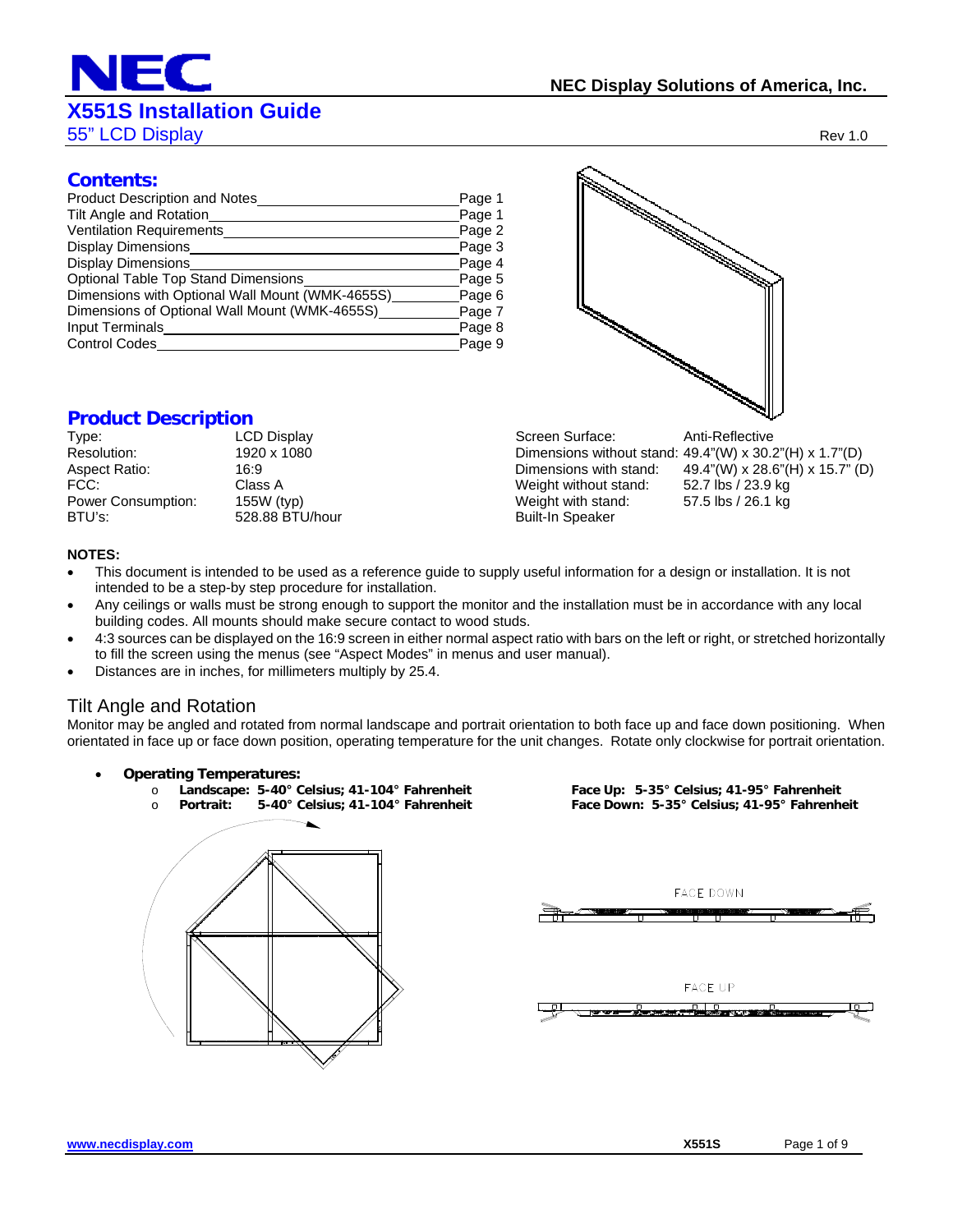# X551S Installation Guide

## 55" LCD Display

NEC Display Solutions of America, Inc.

Rev 1.0

## Contents:

| | |
|---|---|
| Product Description and Notes | Page 1 |
| Tilt Angle and Rotation | Page 1 |
| Ventilation Requirements | Page 2 |
| Display Dimensions | Page 3 |
| Display Dimensions | Page 4 |
| Optional Table Top Stand Dimensions | Page 5 |
| Dimensions with Optional Wall Mount (WMK-4655S) | Page 6 |
| Dimensions of Optional Wall Mount (WMK-4655S) | Page 7 |
| Input Terminals | Page 8 |
| Control Codes | Page 9 |

## Product Description

| | |
|---|---|
| Type: | LCD Display |
| Resolution: | 1920 x 1080 |
| Aspect Ratio: | 16:9 |
| FCC: | Class A |
| Power Consumption: | 155W (typ) |
| BTU's: | 528.88 BTU/hour |
| Screen Surface: | Anti-Reflective |
| Dimensions without stand: | 49.4"(W) x 30.2"(H) x 1.7"(D) |
| Dimensions with stand: | 49.4"(W) x 28.6"(H) x 15.7" (D) |
| Weight without stand: | 52.7 lbs / 23.9 kg |
| Weight with stand: | 57.5 lbs / 26.1 kg |
| Built-In Speaker | |

**NOTES:**

- This document is intended to be used as a reference guide to supply useful information for a design or installation. It is not intended to be a step-by step procedure for installation.
- Any ceilings or walls must be strong enough to support the monitor and the installation must be in accordance with any local building codes. All mounts should make secure contact to wood studs.
- 4:3 sources can be displayed on the 16:9 screen in either normal aspect ratio with bars on the left or right, or stretched horizontally to fill the screen using the menus (see "Aspect Modes" in menus and user manual).
- Distances are in inches, for millimeters multiply by 25.4.

## Tilt Angle and Rotation

Monitor may be angled and rotated from normal landscape and portrait orientation to both face up and face down positioning. When orientated in face up or face down position, operating temperature for the unit changes. Rotate only clockwise for portrait orientation.

- **Operating Temperatures:**
  - **Landscape: 5-40° Celsius; 41-104° Fahrenheit**
  - **Portrait: 5-40° Celsius; 41-104° Fahrenheit**

**Face Up: 5-35° Celsius; 41-95° Fahrenheit**
**Face Down: 5-35° Celsius; 41-95° Fahrenheit**

FACE DOWN

FACE UP

www.necdisplay.com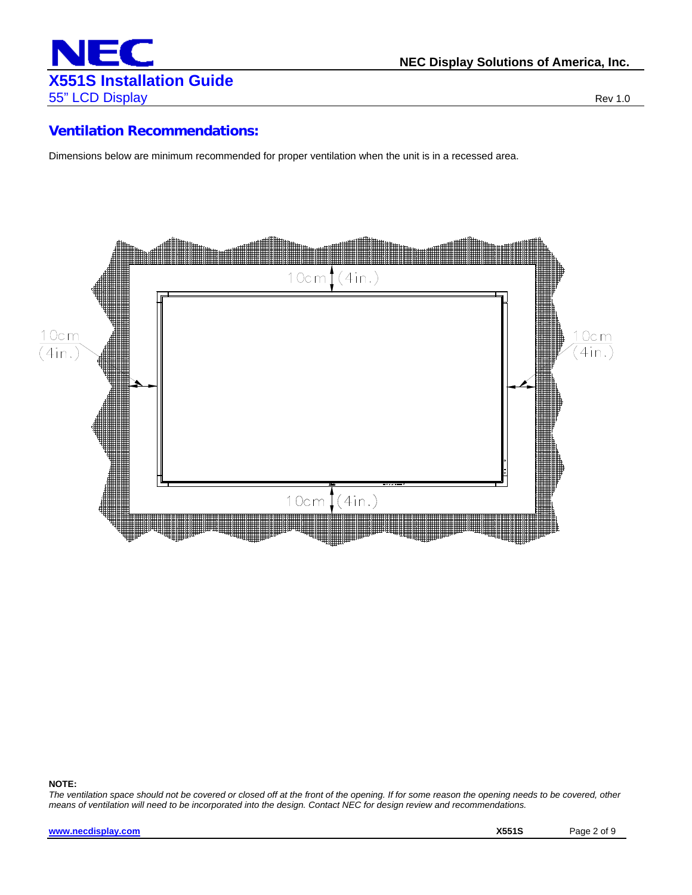## Ventilation Recommendations:

Dimensions below are minimum recommended for proper ventilation when the unit is in a recessed area.

10cm (4in.)

10cm (4in.)

10cm (4in.)

10cm (4in.)

**NOTE:**

*The ventilation space should not be covered or closed off at the front of the opening. If for some reason the opening needs to be covered, other means of ventilation will need to be incorporated into the design. Contact NEC for design review and recommendations.*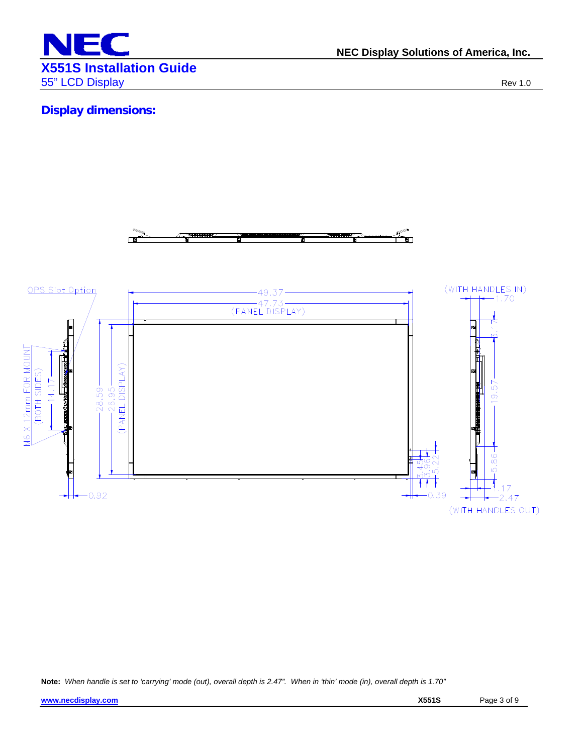## Display dimensions:

OPS Slot Option

49.37

47.73 (PANEL DISPLAY)

(WITH HANDLES IN) 1.70

M6 X 12mm FOR MOUNT (BOTH SIDES) 14.17

28.59

26.95 (PANEL DISPLAY)

3.17

19.57

5.86

3.45

3.96

5.22

0.92

0.39

.17

2.47 (WITH HANDLES OUT)

**Note:** *When handle is set to 'carrying' mode (out), overall depth is 2.47". When in 'thin' mode (in), overall depth is 1.70"*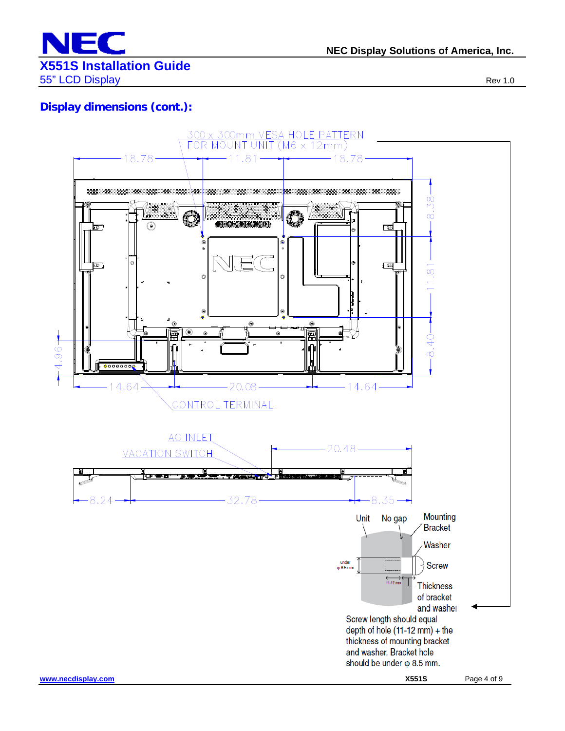## Display dimensions (cont.):

300 x 300mm VESA HOLE PATTERN FOR MOUNT UNIT (M6 x 12mm)

18.78 — 11.81 — 18.78

8.38 — 11.81 — 8.40

4.96

14.64 — 20.08 — 14.64

CONTROL TERMINAL

AC INLET

VACATION SWITCH

20.48

8.24 — 32.78 — 8.35

Unit — No gap — Mounting Bracket — Washer — Screw — Thickness of bracket and washer

under φ 8.5 mm

11-12 mm

Screw length should equal depth of hole (11-12 mm) + the thickness of mounting bracket and washer. Bracket hole should be under φ 8.5 mm.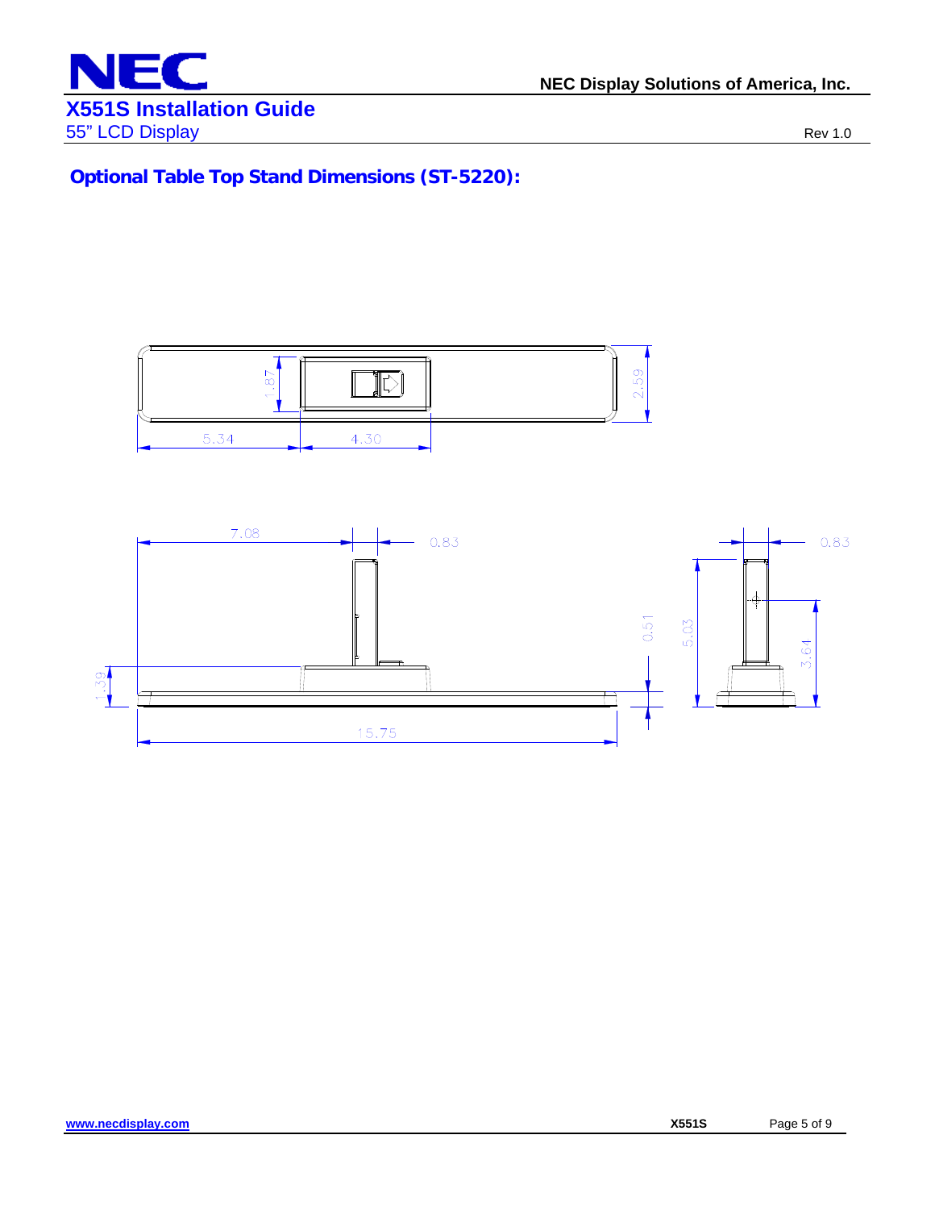## Optional Table Top Stand Dimensions (ST-5220):

1.87
2.59
5.34
4.30
7.08
0.83
0.83
0.51
5.03
3.64
1.39
15.75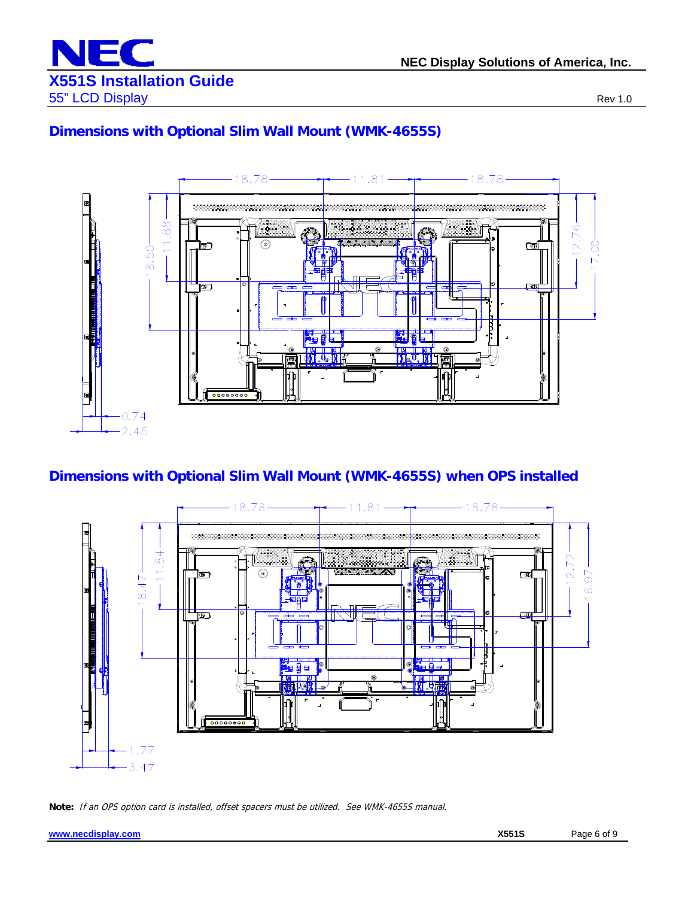## Dimensions with Optional Slim Wall Mount (WMK-4655S)

18.78 11.81 18.78

18.50 11.88 12.76 17.00

0.74 2.45

## Dimensions with Optional Slim Wall Mount (WMK-4655S) when OPS installed

18.78 11.81 18.78

18.47 11.84 12.72 16.97

1.77 3.47

**Note:** *If an OPS option card is installed, offset spacers must be utilized. See WMK-4655S manual.*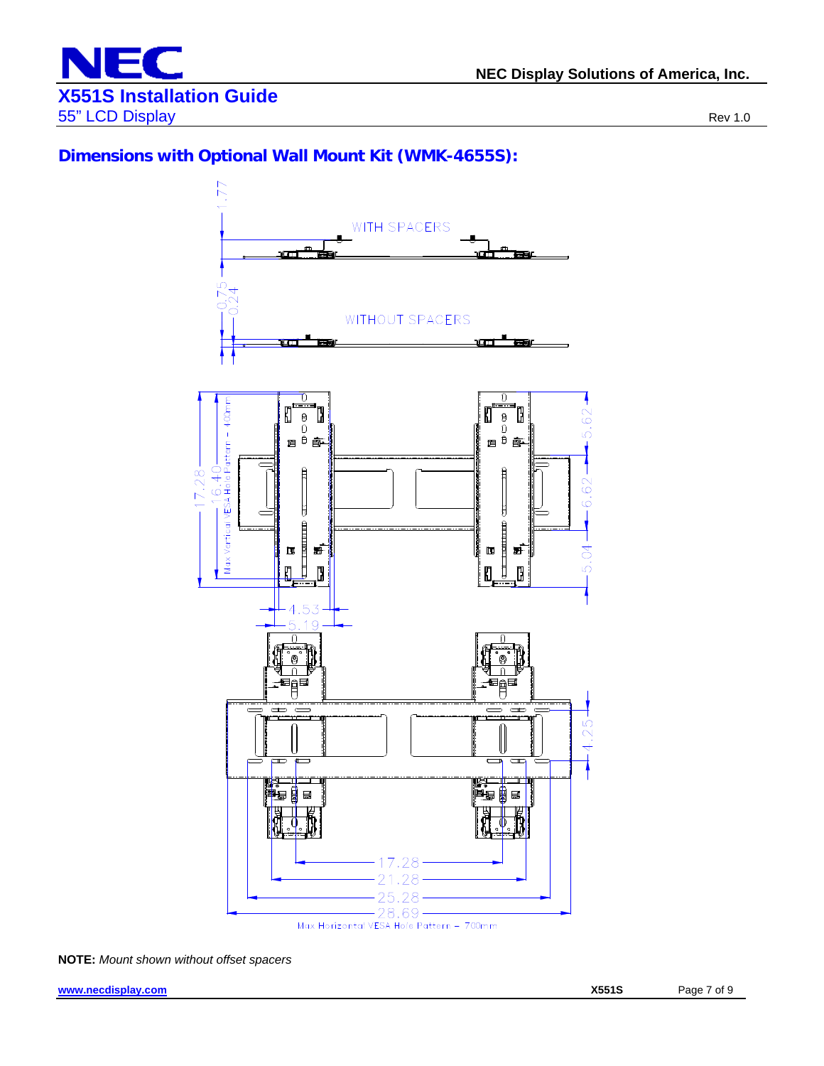## Dimensions with Optional Wall Mount Kit (WMK-4655S):

WITH SPACERS

1.77

0.75

0.24

WITHOUT SPACERS

17.28

16.40

Max Vertical VESA Hole Pattern – 400mm

5.62

6.62

5.04

4.53

5.19

4.25

17.28

21.28

25.28

28.69

Max Horizontal VESA Hole Pattern – 700mm

**NOTE:** *Mount shown without offset spacers*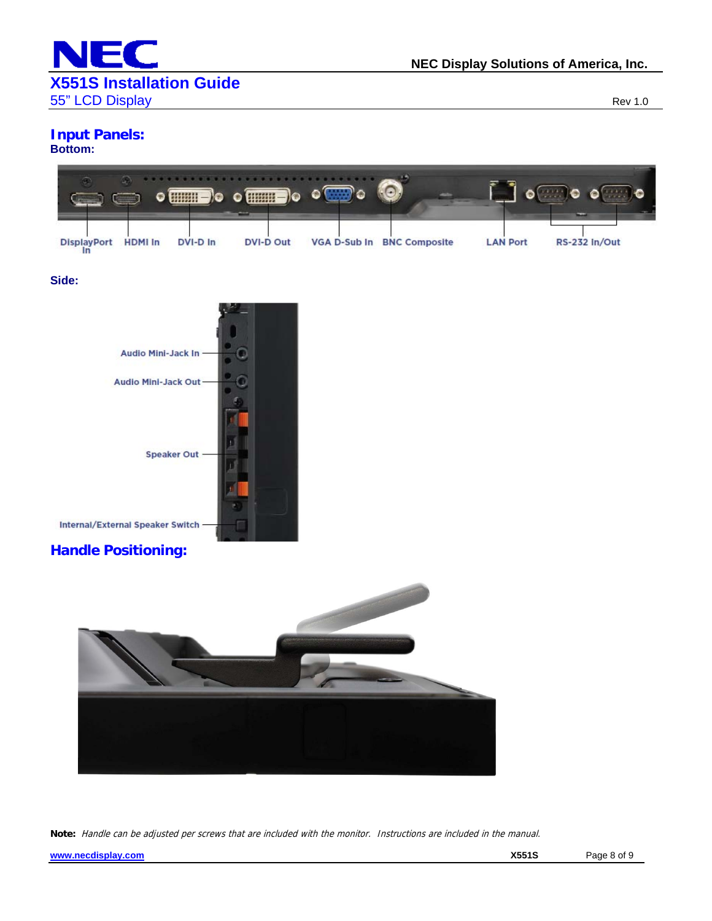## Input Panels:

**Bottom:**

DisplayPort In, HDMI In, DVI-D In, DVI-D Out, VGA D-Sub In, BNC Composite, LAN Port, RS-232 In/Out

**Side:**

Audio Mini-Jack In, Audio Mini-Jack Out, Speaker Out, Internal/External Speaker Switch

## Handle Positioning:

**Note:** *Handle can be adjusted per screws that are included with the monitor. Instructions are included in the manual.*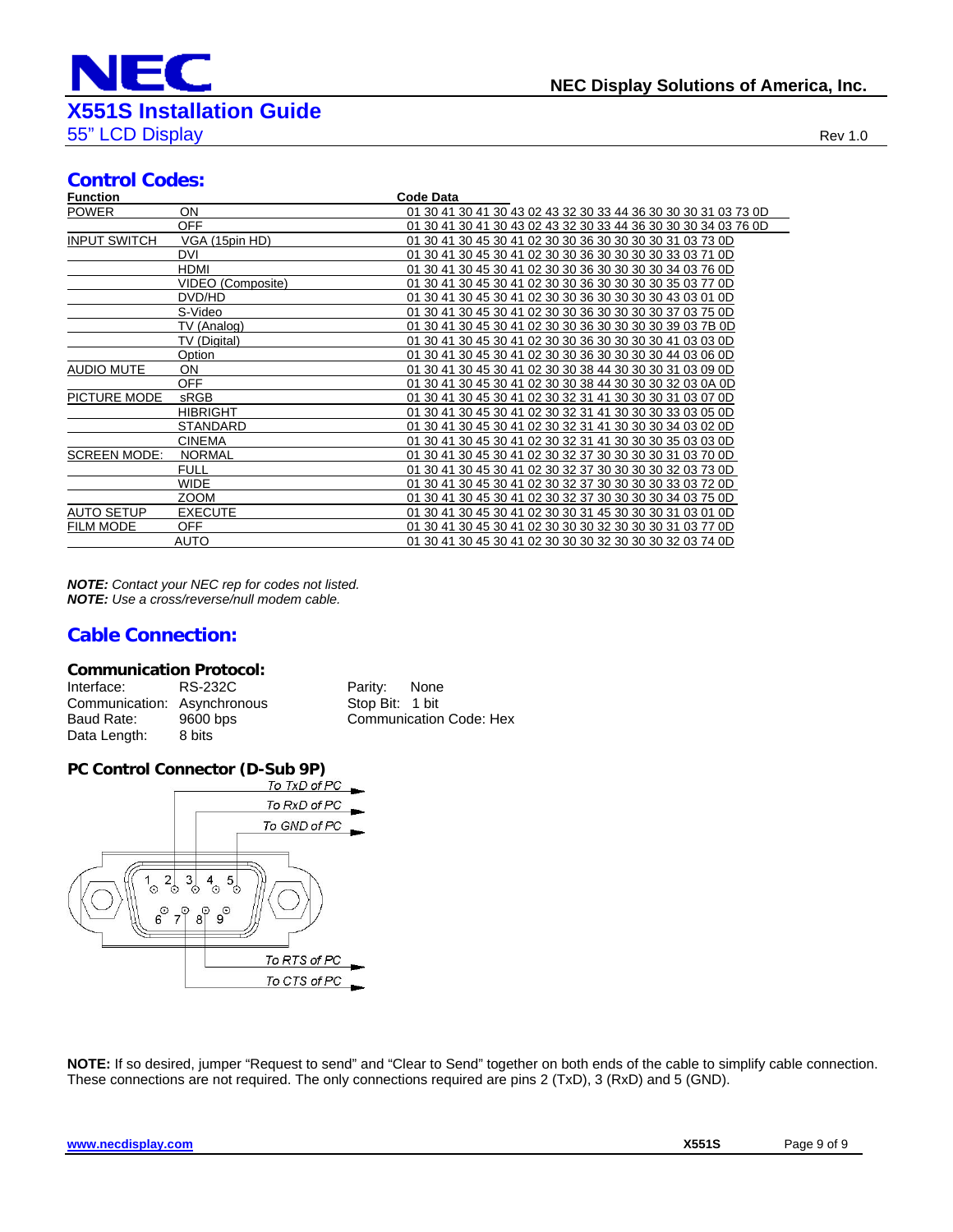## Control Codes:

| Function | | Code Data |
|---|---|---|
| POWER | ON | 01 30 41 30 41 30 43 02 43 32 30 33 44 36 30 30 30 31 03 73 0D |
| | OFF | 01 30 41 30 41 30 43 02 43 32 30 33 44 36 30 30 30 34 03 76 0D |
| INPUT SWITCH | VGA (15pin HD) | 01 30 41 30 45 30 41 02 30 30 36 30 30 30 30 31 03 73 0D |
| | DVI | 01 30 41 30 45 30 41 02 30 30 36 30 30 30 30 33 03 71 0D |
| | HDMI | 01 30 41 30 45 30 41 02 30 30 36 30 30 30 30 34 03 76 0D |
| | VIDEO (Composite) | 01 30 41 30 45 30 41 02 30 30 36 30 30 30 30 35 03 77 0D |
| | DVD/HD | 01 30 41 30 45 30 41 02 30 30 36 30 30 30 30 43 03 01 0D |
| | S-Video | 01 30 41 30 45 30 41 02 30 30 36 30 30 30 30 37 03 75 0D |
| | TV (Analog) | 01 30 41 30 45 30 41 02 30 30 36 30 30 30 30 39 03 7B 0D |
| | TV (Digital) | 01 30 41 30 45 30 41 02 30 30 36 30 30 30 30 41 03 03 0D |
| | Option | 01 30 41 30 45 30 41 02 30 30 36 30 30 30 30 44 03 06 0D |
| AUDIO MUTE | ON | 01 30 41 30 45 30 41 02 30 30 38 44 30 30 30 31 03 09 0D |
| | OFF | 01 30 41 30 45 30 41 02 30 30 38 44 30 30 30 32 03 0A 0D |
| PICTURE MODE | sRGB | 01 30 41 30 45 30 41 02 30 32 31 41 30 30 30 31 03 07 0D |
| | HIBRIGHT | 01 30 41 30 45 30 41 02 30 32 31 41 30 30 30 33 03 05 0D |
| | STANDARD | 01 30 41 30 45 30 41 02 30 32 31 41 30 30 30 34 03 02 0D |
| | CINEMA | 01 30 41 30 45 30 41 02 30 32 31 41 30 30 30 35 03 03 0D |
| SCREEN MODE: | NORMAL | 01 30 41 30 45 30 41 02 30 32 37 30 30 30 30 31 03 70 0D |
| | FULL | 01 30 41 30 45 30 41 02 30 32 37 30 30 30 30 32 03 73 0D |
| | WIDE | 01 30 41 30 45 30 41 02 30 32 37 30 30 30 30 33 03 72 0D |
| | ZOOM | 01 30 41 30 45 30 41 02 30 32 37 30 30 30 30 34 03 75 0D |
| AUTO SETUP | EXECUTE | 01 30 41 30 45 30 41 02 30 30 31 45 30 30 30 31 03 01 0D |
| FILM MODE | OFF | 01 30 41 30 45 30 41 02 30 30 30 32 30 30 30 31 03 77 0D |
| | AUTO | 01 30 41 30 45 30 41 02 30 30 30 32 30 30 30 32 03 74 0D |

***NOTE:*** *Contact your NEC rep for codes not listed.*
***NOTE:*** *Use a cross/reverse/null modem cable.*

## Cable Connection:

### Communication Protocol:

Interface: RS-232C
Communication: Asynchronous
Baud Rate: 9600 bps
Data Length: 8 bits
Parity: None
Stop Bit: 1 bit
Communication Code: Hex

### PC Control Connector (D-Sub 9P)

To TxD of PC
To RxD of PC
To GND of PC
1 2 3 4 5
6 7 8 9
To RTS of PC
To CTS of PC

**NOTE:** If so desired, jumper "Request to send" and "Clear to Send" together on both ends of the cable to simplify cable connection. These connections are not required. The only connections required are pins 2 (TxD), 3 (RxD) and 5 (GND).